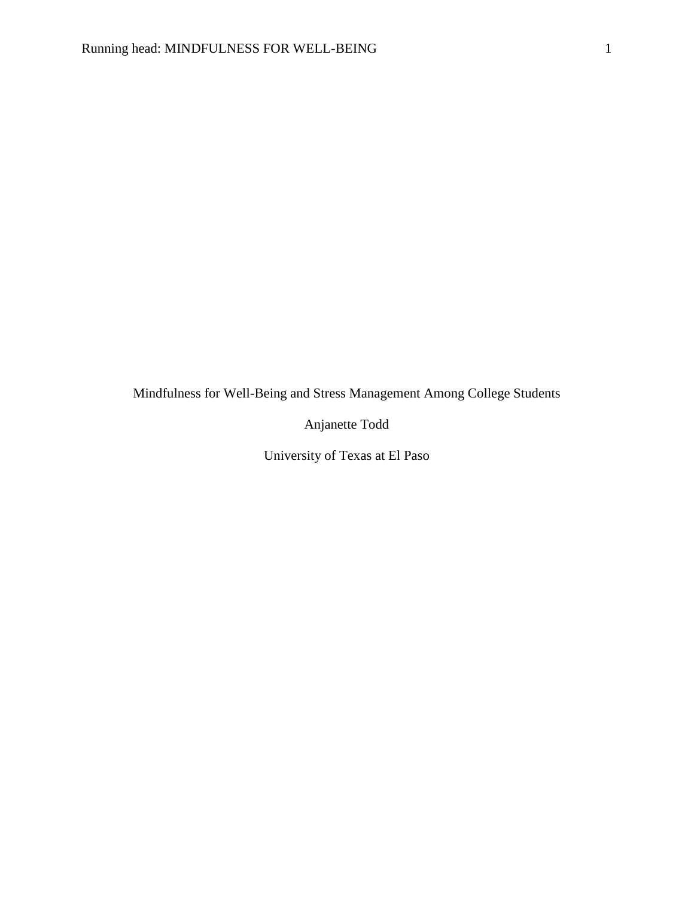Mindfulness for Well-Being and Stress Management Among College Students

Anjanette Todd

University of Texas at El Paso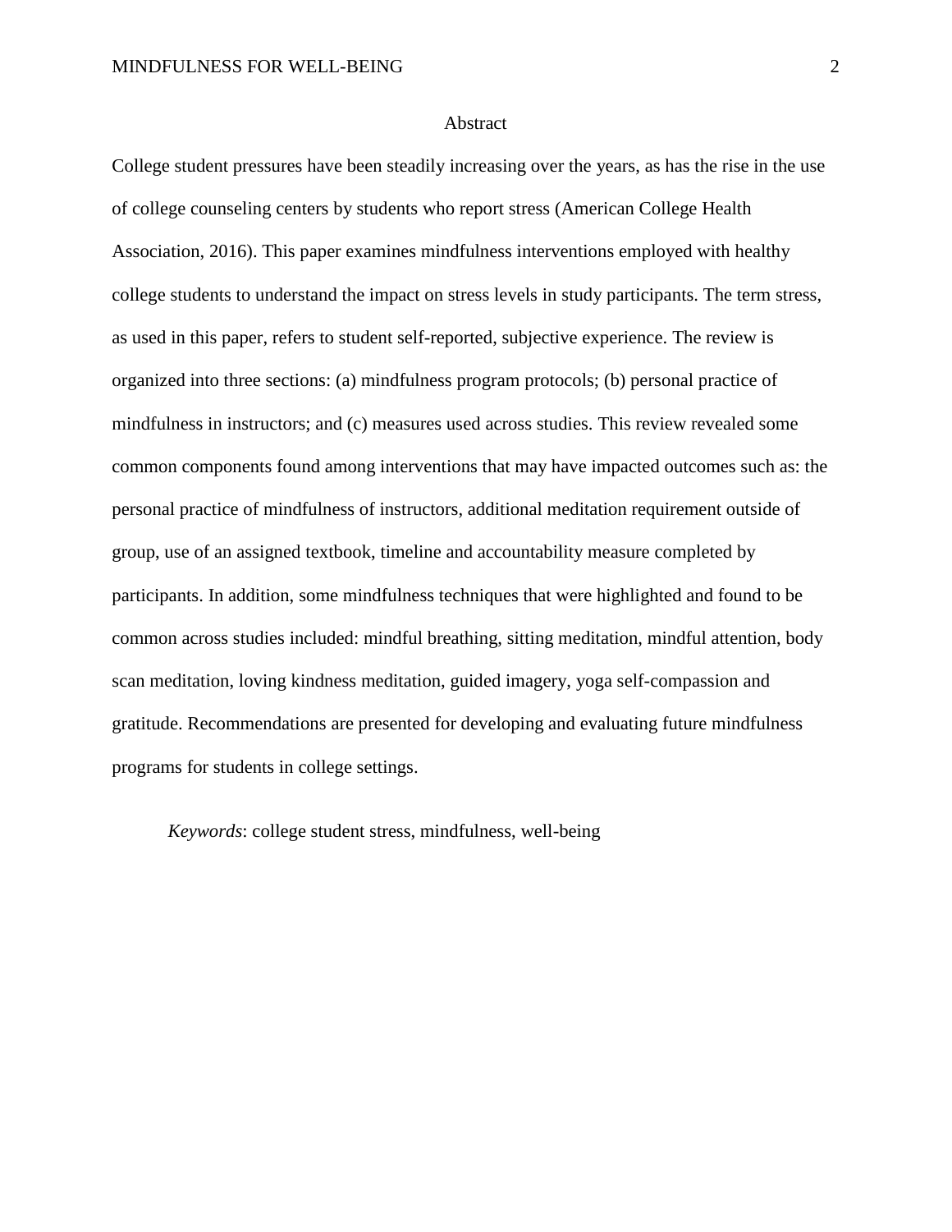# Abstract

College student pressures have been steadily increasing over the years, as has the rise in the use of college counseling centers by students who report stress (American College Health Association, 2016). This paper examines mindfulness interventions employed with healthy college students to understand the impact on stress levels in study participants. The term stress, as used in this paper, refers to student self-reported, subjective experience. The review is organized into three sections: (a) mindfulness program protocols; (b) personal practice of mindfulness in instructors; and (c) measures used across studies. This review revealed some common components found among interventions that may have impacted outcomes such as: the personal practice of mindfulness of instructors, additional meditation requirement outside of group, use of an assigned textbook, timeline and accountability measure completed by participants. In addition, some mindfulness techniques that were highlighted and found to be common across studies included: mindful breathing, sitting meditation, mindful attention, body scan meditation, loving kindness meditation, guided imagery, yoga self-compassion and gratitude. Recommendations are presented for developing and evaluating future mindfulness programs for students in college settings.

*Keywords*: college student stress, mindfulness, well-being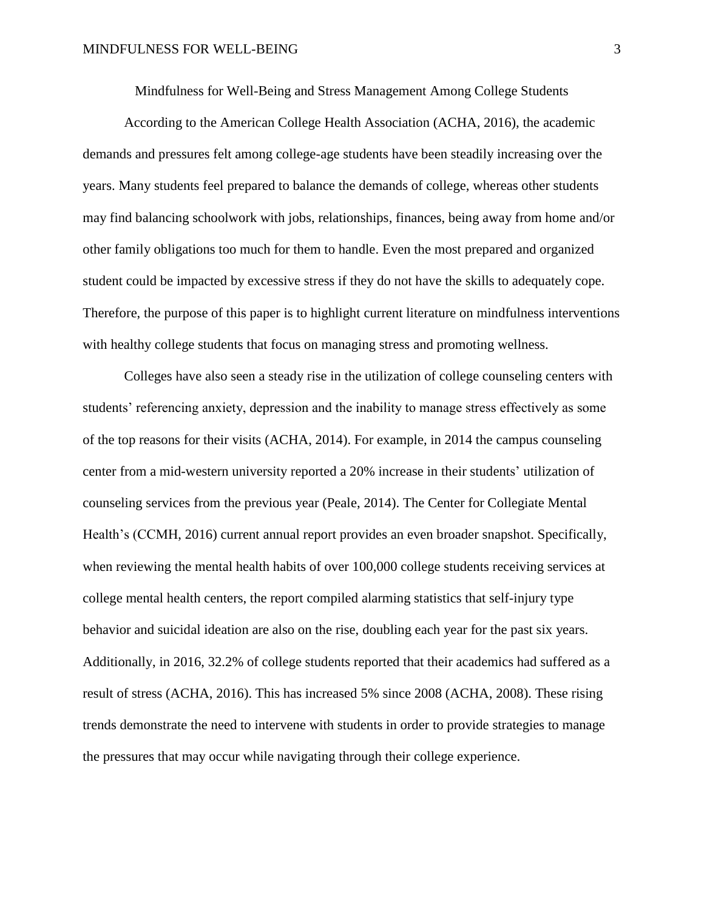# Mindfulness for Well-Being and Stress Management Among College Students

According to the American College Health Association (ACHA, 2016), the academic demands and pressures felt among college-age students have been steadily increasing over the years. Many students feel prepared to balance the demands of college, whereas other students may find balancing schoolwork with jobs, relationships, finances, being away from home and/or other family obligations too much for them to handle. Even the most prepared and organized student could be impacted by excessive stress if they do not have the skills to adequately cope. Therefore, the purpose of this paper is to highlight current literature on mindfulness interventions with healthy college students that focus on managing stress and promoting wellness.

Colleges have also seen a steady rise in the utilization of college counseling centers with students' referencing anxiety, depression and the inability to manage stress effectively as some of the top reasons for their visits (ACHA, 2014). For example, in 2014 the campus counseling center from a mid-western university reported a 20% increase in their students' utilization of counseling services from the previous year (Peale, 2014). The Center for Collegiate Mental Health's (CCMH, 2016) current annual report provides an even broader snapshot. Specifically, when reviewing the mental health habits of over 100,000 college students receiving services at college mental health centers, the report compiled alarming statistics that self-injury type behavior and suicidal ideation are also on the rise, doubling each year for the past six years. Additionally, in 2016, 32.2% of college students reported that their academics had suffered as a result of stress (ACHA, 2016). This has increased 5% since 2008 (ACHA, 2008). These rising trends demonstrate the need to intervene with students in order to provide strategies to manage the pressures that may occur while navigating through their college experience.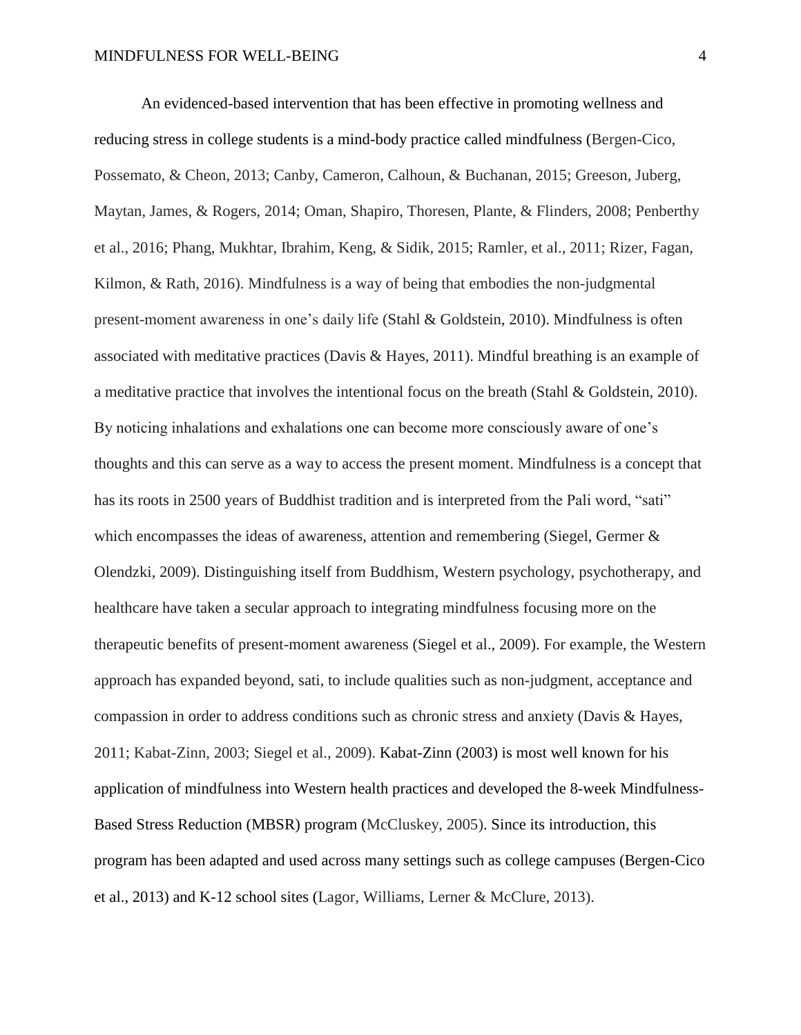An evidenced-based intervention that has been effective in promoting wellness and reducing stress in college students is a mind-body practice called mindfulness (Bergen-Cico, Possemato, & Cheon, 2013; Canby, Cameron, Calhoun, & Buchanan, 2015; Greeson, Juberg, Maytan, James, & Rogers, 2014; Oman, Shapiro, Thoresen, Plante, & Flinders, 2008; Penberthy et al., 2016; Phang, Mukhtar, Ibrahim, Keng, & Sidik, 2015; Ramler, et al., 2011; Rizer, Fagan, Kilmon, & Rath, 2016). Mindfulness is a way of being that embodies the non-judgmental present-moment awareness in one's daily life (Stahl & Goldstein, 2010). Mindfulness is often associated with meditative practices (Davis & Hayes, 2011). Mindful breathing is an example of a meditative practice that involves the intentional focus on the breath (Stahl & Goldstein, 2010). By noticing inhalations and exhalations one can become more consciously aware of one's thoughts and this can serve as a way to access the present moment. Mindfulness is a concept that has its roots in 2500 years of Buddhist tradition and is interpreted from the Pali word, "sati" which encompasses the ideas of awareness, attention and remembering (Siegel, Germer & Olendzki, 2009). Distinguishing itself from Buddhism, Western psychology, psychotherapy, and healthcare have taken a secular approach to integrating mindfulness focusing more on the therapeutic benefits of present-moment awareness (Siegel et al., 2009). For example, the Western approach has expanded beyond, sati, to include qualities such as non-judgment, acceptance and compassion in order to address conditions such as chronic stress and anxiety (Davis & Hayes, 2011; Kabat-Zinn, 2003; Siegel et al., 2009). Kabat-Zinn (2003) is most well known for his application of mindfulness into Western health practices and developed the 8-week Mindfulness-Based Stress Reduction (MBSR) program (McCluskey, 2005). Since its introduction, this program has been adapted and used across many settings such as college campuses (Bergen-Cico et al., 2013) and K-12 school sites (Lagor, Williams, Lerner & McClure, 2013).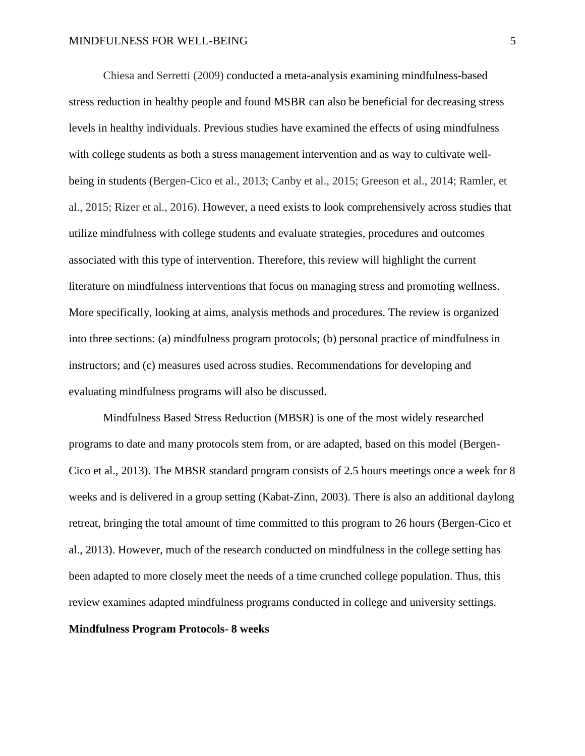Chiesa and Serretti (2009) conducted a meta-analysis examining mindfulness-based stress reduction in healthy people and found MSBR can also be beneficial for decreasing stress levels in healthy individuals. Previous studies have examined the effects of using mindfulness with college students as both a stress management intervention and as way to cultivate well-being in students (Bergen-Cico et al., 2013; Canby et al., 2015; Greeson et al., 2014; Ramler, et al., 2015; Rizer et al., 2016). However, a need exists to look comprehensively across studies that utilize mindfulness with college students and evaluate strategies, procedures and outcomes associated with this type of intervention. Therefore, this review will highlight the current literature on mindfulness interventions that focus on managing stress and promoting wellness. More specifically, looking at aims, analysis methods and procedures. The review is organized into three sections: (a) mindfulness program protocols; (b) personal practice of mindfulness in instructors; and (c) measures used across studies. Recommendations for developing and evaluating mindfulness programs will also be discussed.

Mindfulness Based Stress Reduction (MBSR) is one of the most widely researched programs to date and many protocols stem from, or are adapted, based on this model (Bergen-Cico et al., 2013). The MBSR standard program consists of 2.5 hours meetings once a week for 8 weeks and is delivered in a group setting (Kabat-Zinn, 2003). There is also an additional daylong retreat, bringing the total amount of time committed to this program to 26 hours (Bergen-Cico et al., 2013). However, much of the research conducted on mindfulness in the college setting has been adapted to more closely meet the needs of a time crunched college population. Thus, this review examines adapted mindfulness programs conducted in college and university settings.

**Mindfulness Program Protocols- 8 weeks**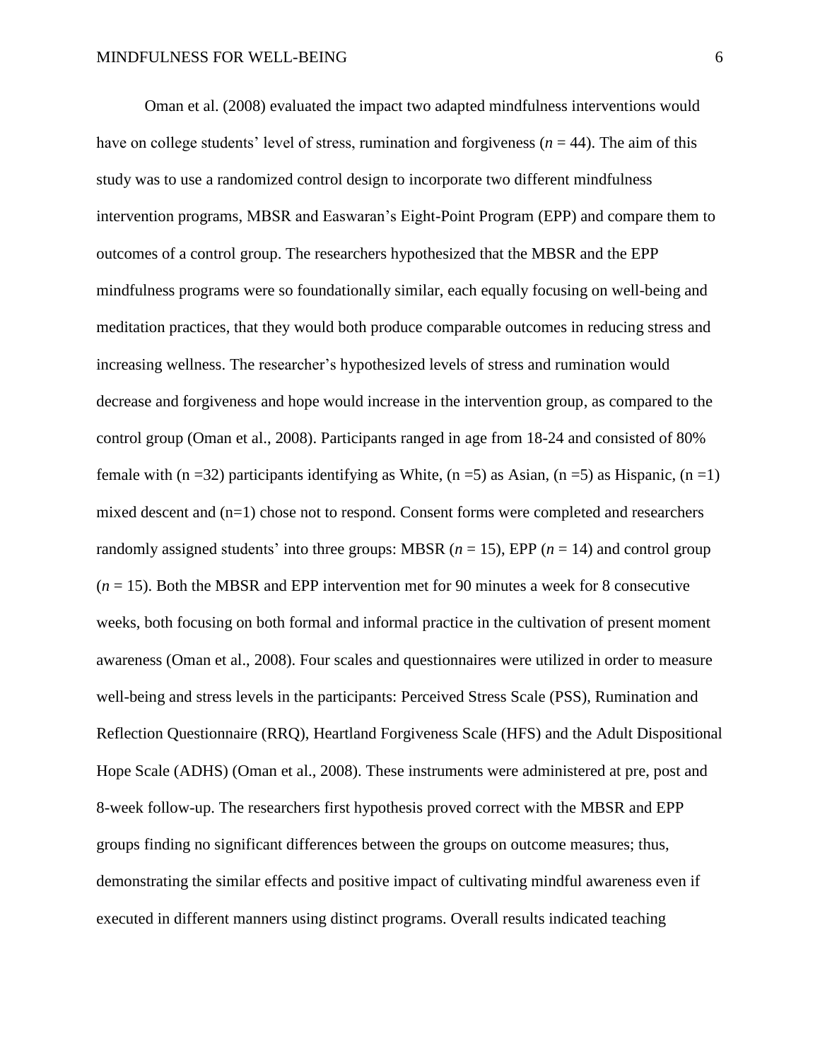Oman et al. (2008) evaluated the impact two adapted mindfulness interventions would have on college students' level of stress, rumination and forgiveness ($n$ = 44). The aim of this study was to use a randomized control design to incorporate two different mindfulness intervention programs, MBSR and Easwaran's Eight-Point Program (EPP) and compare them to outcomes of a control group. The researchers hypothesized that the MBSR and the EPP mindfulness programs were so foundationally similar, each equally focusing on well-being and meditation practices, that they would both produce comparable outcomes in reducing stress and increasing wellness. The researcher's hypothesized levels of stress and rumination would decrease and forgiveness and hope would increase in the intervention group, as compared to the control group (Oman et al., 2008). Participants ranged in age from 18-24 and consisted of 80% female with (n =32) participants identifying as White, (n =5) as Asian, (n =5) as Hispanic, (n =1) mixed descent and (n=1) chose not to respond. Consent forms were completed and researchers randomly assigned students' into three groups: MBSR ($n$ = 15), EPP ($n$ = 14) and control group ($n$ = 15). Both the MBSR and EPP intervention met for 90 minutes a week for 8 consecutive weeks, both focusing on both formal and informal practice in the cultivation of present moment awareness (Oman et al., 2008). Four scales and questionnaires were utilized in order to measure well-being and stress levels in the participants: Perceived Stress Scale (PSS), Rumination and Reflection Questionnaire (RRQ), Heartland Forgiveness Scale (HFS) and the Adult Dispositional Hope Scale (ADHS) (Oman et al., 2008). These instruments were administered at pre, post and 8-week follow-up. The researchers first hypothesis proved correct with the MBSR and EPP groups finding no significant differences between the groups on outcome measures; thus, demonstrating the similar effects and positive impact of cultivating mindful awareness even if executed in different manners using distinct programs. Overall results indicated teaching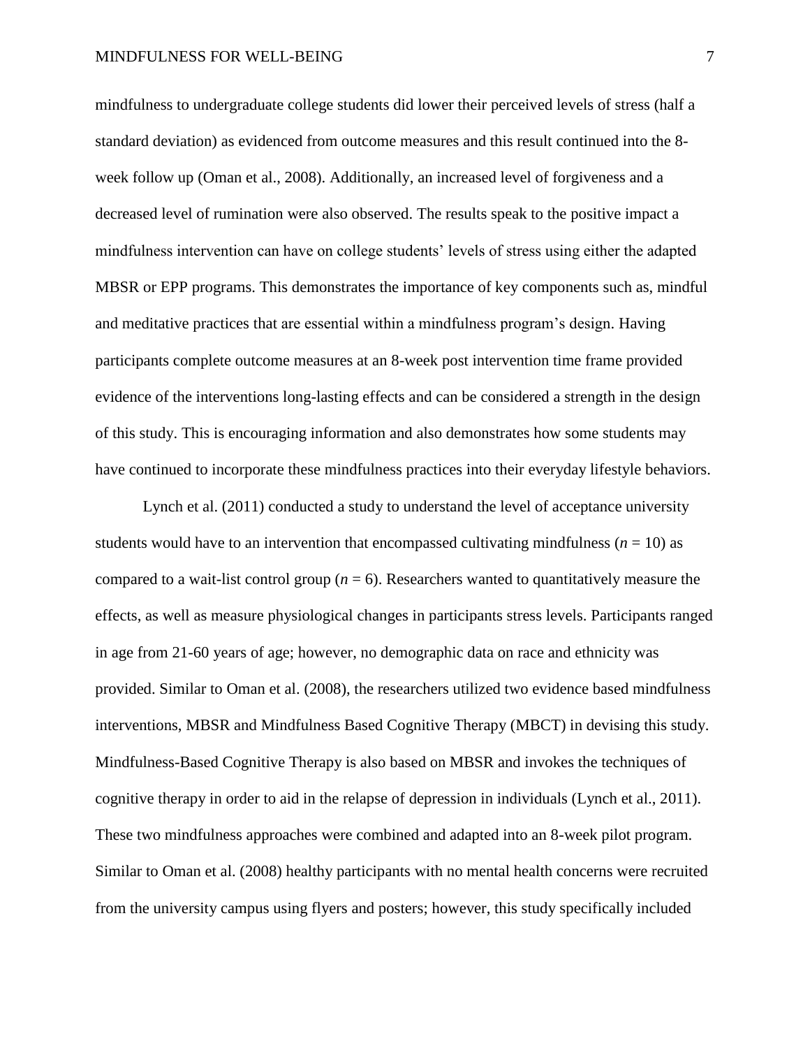mindfulness to undergraduate college students did lower their perceived levels of stress (half a standard deviation) as evidenced from outcome measures and this result continued into the 8-week follow up (Oman et al., 2008). Additionally, an increased level of forgiveness and a decreased level of rumination were also observed. The results speak to the positive impact a mindfulness intervention can have on college students' levels of stress using either the adapted MBSR or EPP programs. This demonstrates the importance of key components such as, mindful and meditative practices that are essential within a mindfulness program's design. Having participants complete outcome measures at an 8-week post intervention time frame provided evidence of the interventions long-lasting effects and can be considered a strength in the design of this study. This is encouraging information and also demonstrates how some students may have continued to incorporate these mindfulness practices into their everyday lifestyle behaviors.

Lynch et al. (2011) conducted a study to understand the level of acceptance university students would have to an intervention that encompassed cultivating mindfulness ($n = 10$) as compared to a wait-list control group ($n = 6$). Researchers wanted to quantitatively measure the effects, as well as measure physiological changes in participants stress levels. Participants ranged in age from 21-60 years of age; however, no demographic data on race and ethnicity was provided. Similar to Oman et al. (2008), the researchers utilized two evidence based mindfulness interventions, MBSR and Mindfulness Based Cognitive Therapy (MBCT) in devising this study. Mindfulness-Based Cognitive Therapy is also based on MBSR and invokes the techniques of cognitive therapy in order to aid in the relapse of depression in individuals (Lynch et al., 2011). These two mindfulness approaches were combined and adapted into an 8-week pilot program. Similar to Oman et al. (2008) healthy participants with no mental health concerns were recruited from the university campus using flyers and posters; however, this study specifically included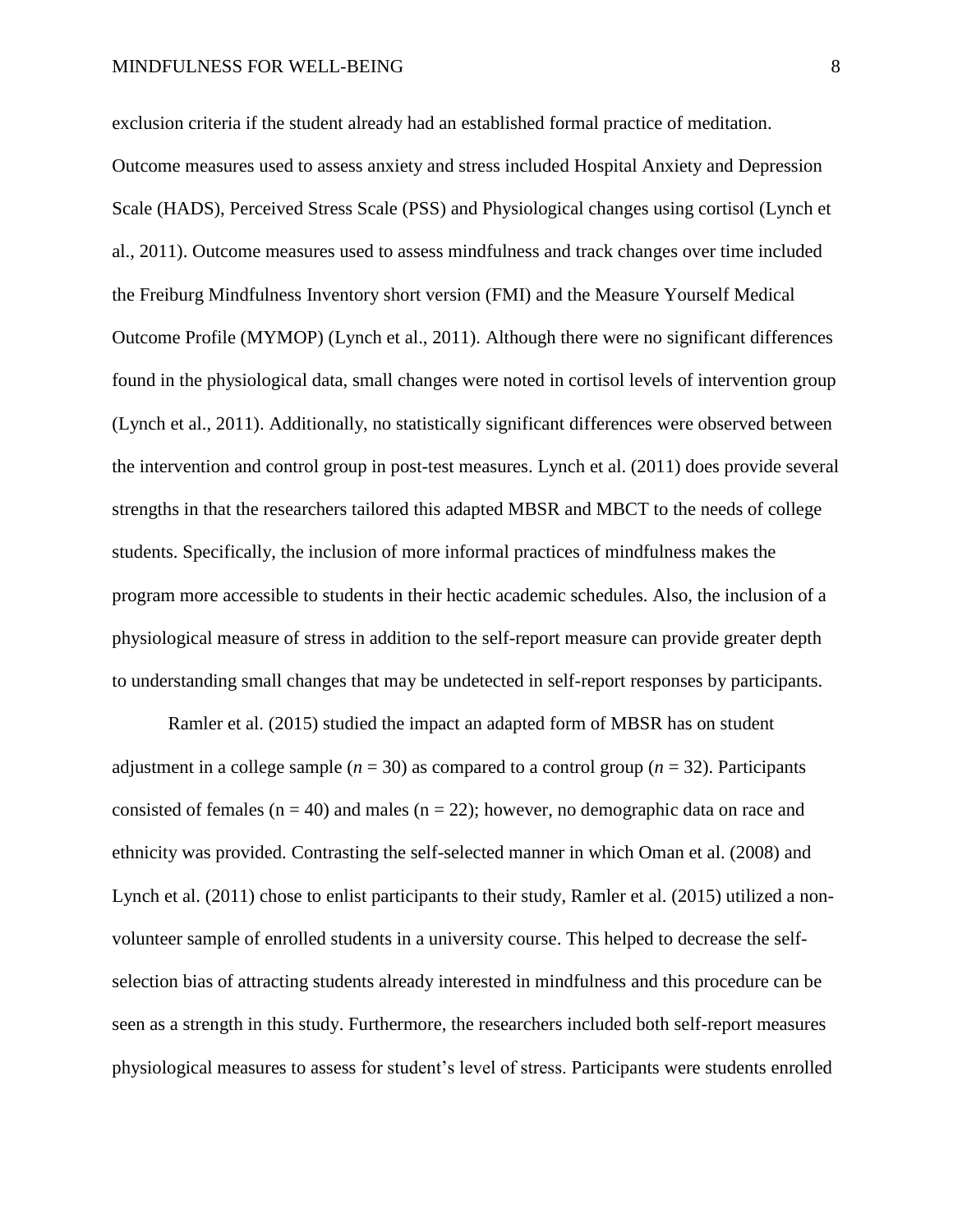exclusion criteria if the student already had an established formal practice of meditation. Outcome measures used to assess anxiety and stress included Hospital Anxiety and Depression Scale (HADS), Perceived Stress Scale (PSS) and Physiological changes using cortisol (Lynch et al., 2011). Outcome measures used to assess mindfulness and track changes over time included the Freiburg Mindfulness Inventory short version (FMI) and the Measure Yourself Medical Outcome Profile (MYMOP) (Lynch et al., 2011). Although there were no significant differences found in the physiological data, small changes were noted in cortisol levels of intervention group (Lynch et al., 2011). Additionally, no statistically significant differences were observed between the intervention and control group in post-test measures. Lynch et al. (2011) does provide several strengths in that the researchers tailored this adapted MBSR and MBCT to the needs of college students. Specifically, the inclusion of more informal practices of mindfulness makes the program more accessible to students in their hectic academic schedules. Also, the inclusion of a physiological measure of stress in addition to the self-report measure can provide greater depth to understanding small changes that may be undetected in self-report responses by participants.

Ramler et al. (2015) studied the impact an adapted form of MBSR has on student adjustment in a college sample ($n = 30$) as compared to a control group ($n = 32$). Participants consisted of females ($n = 40$) and males ($n = 22$); however, no demographic data on race and ethnicity was provided. Contrasting the self-selected manner in which Oman et al. (2008) and Lynch et al. (2011) chose to enlist participants to their study, Ramler et al. (2015) utilized a non-volunteer sample of enrolled students in a university course. This helped to decrease the self-selection bias of attracting students already interested in mindfulness and this procedure can be seen as a strength in this study. Furthermore, the researchers included both self-report measures physiological measures to assess for student's level of stress. Participants were students enrolled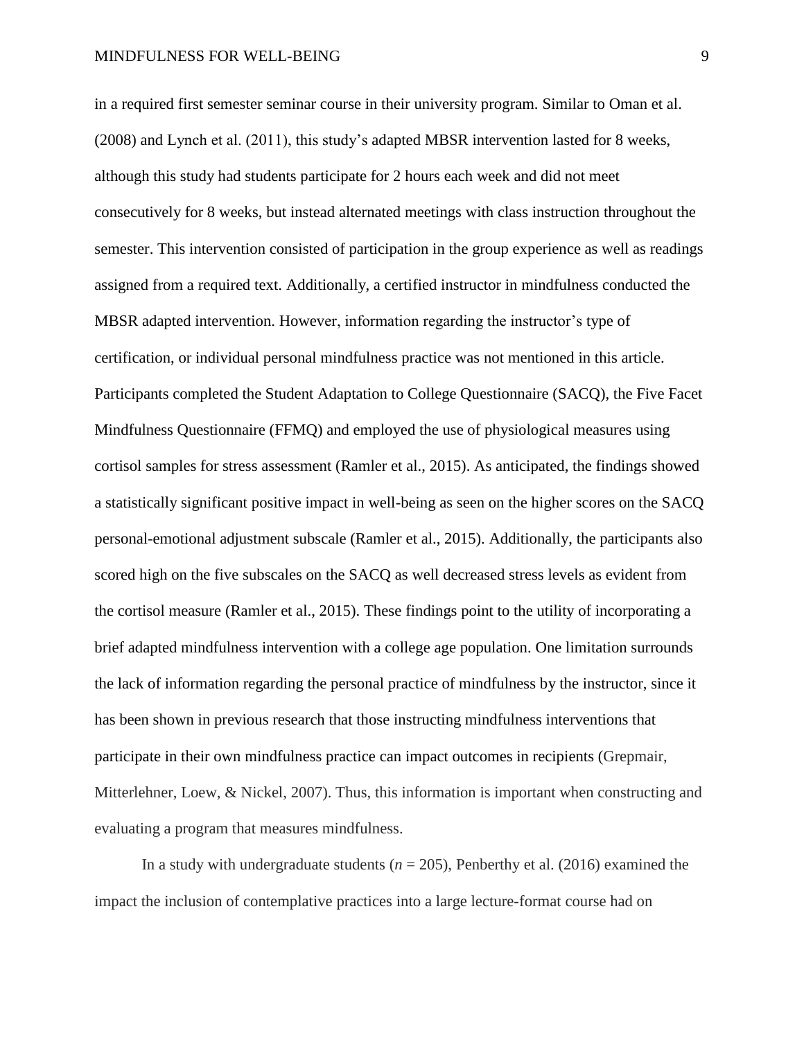in a required first semester seminar course in their university program. Similar to Oman et al. (2008) and Lynch et al. (2011), this study's adapted MBSR intervention lasted for 8 weeks, although this study had students participate for 2 hours each week and did not meet consecutively for 8 weeks, but instead alternated meetings with class instruction throughout the semester. This intervention consisted of participation in the group experience as well as readings assigned from a required text. Additionally, a certified instructor in mindfulness conducted the MBSR adapted intervention. However, information regarding the instructor's type of certification, or individual personal mindfulness practice was not mentioned in this article. Participants completed the Student Adaptation to College Questionnaire (SACQ), the Five Facet Mindfulness Questionnaire (FFMQ) and employed the use of physiological measures using cortisol samples for stress assessment (Ramler et al., 2015). As anticipated, the findings showed a statistically significant positive impact in well-being as seen on the higher scores on the SACQ personal-emotional adjustment subscale (Ramler et al., 2015). Additionally, the participants also scored high on the five subscales on the SACQ as well decreased stress levels as evident from the cortisol measure (Ramler et al., 2015). These findings point to the utility of incorporating a brief adapted mindfulness intervention with a college age population. One limitation surrounds the lack of information regarding the personal practice of mindfulness by the instructor, since it has been shown in previous research that those instructing mindfulness interventions that participate in their own mindfulness practice can impact outcomes in recipients (Grepmair, Mitterlehner, Loew, & Nickel, 2007). Thus, this information is important when constructing and evaluating a program that measures mindfulness.

In a study with undergraduate students ($n$ = 205), Penberthy et al. (2016) examined the impact the inclusion of contemplative practices into a large lecture-format course had on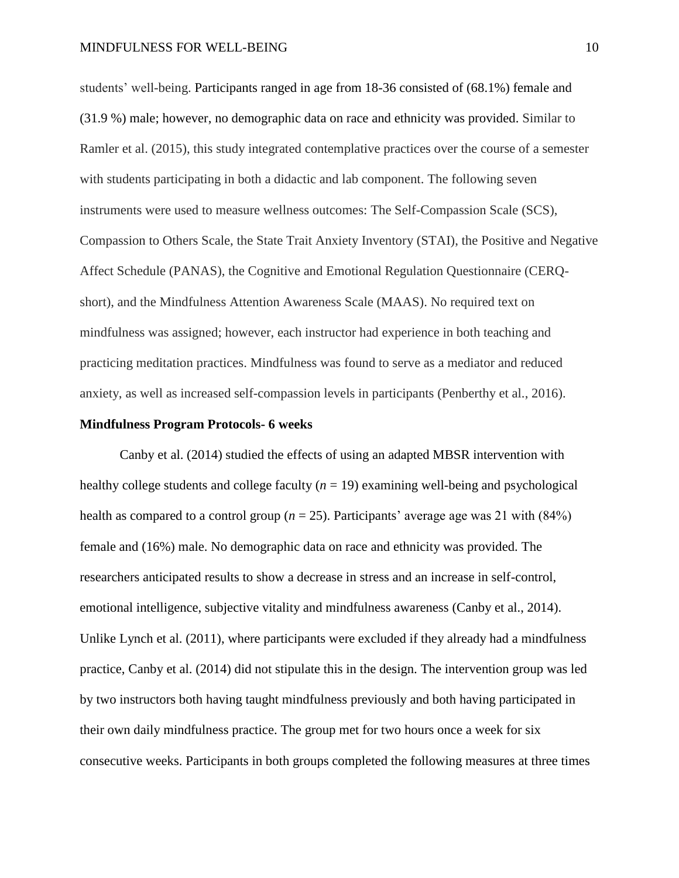students' well-being. Participants ranged in age from 18-36 consisted of (68.1%) female and (31.9 %) male; however, no demographic data on race and ethnicity was provided. Similar to Ramler et al. (2015), this study integrated contemplative practices over the course of a semester with students participating in both a didactic and lab component. The following seven instruments were used to measure wellness outcomes: The Self-Compassion Scale (SCS), Compassion to Others Scale, the State Trait Anxiety Inventory (STAI), the Positive and Negative Affect Schedule (PANAS), the Cognitive and Emotional Regulation Questionnaire (CERQ-short), and the Mindfulness Attention Awareness Scale (MAAS). No required text on mindfulness was assigned; however, each instructor had experience in both teaching and practicing meditation practices. Mindfulness was found to serve as a mediator and reduced anxiety, as well as increased self-compassion levels in participants (Penberthy et al., 2016).

**Mindfulness Program Protocols- 6 weeks**

Canby et al. (2014) studied the effects of using an adapted MBSR intervention with healthy college students and college faculty (*n* = 19) examining well-being and psychological health as compared to a control group (*n* = 25). Participants' average age was 21 with (84%) female and (16%) male. No demographic data on race and ethnicity was provided. The researchers anticipated results to show a decrease in stress and an increase in self-control, emotional intelligence, subjective vitality and mindfulness awareness (Canby et al., 2014). Unlike Lynch et al. (2011), where participants were excluded if they already had a mindfulness practice, Canby et al. (2014) did not stipulate this in the design. The intervention group was led by two instructors both having taught mindfulness previously and both having participated in their own daily mindfulness practice. The group met for two hours once a week for six consecutive weeks. Participants in both groups completed the following measures at three times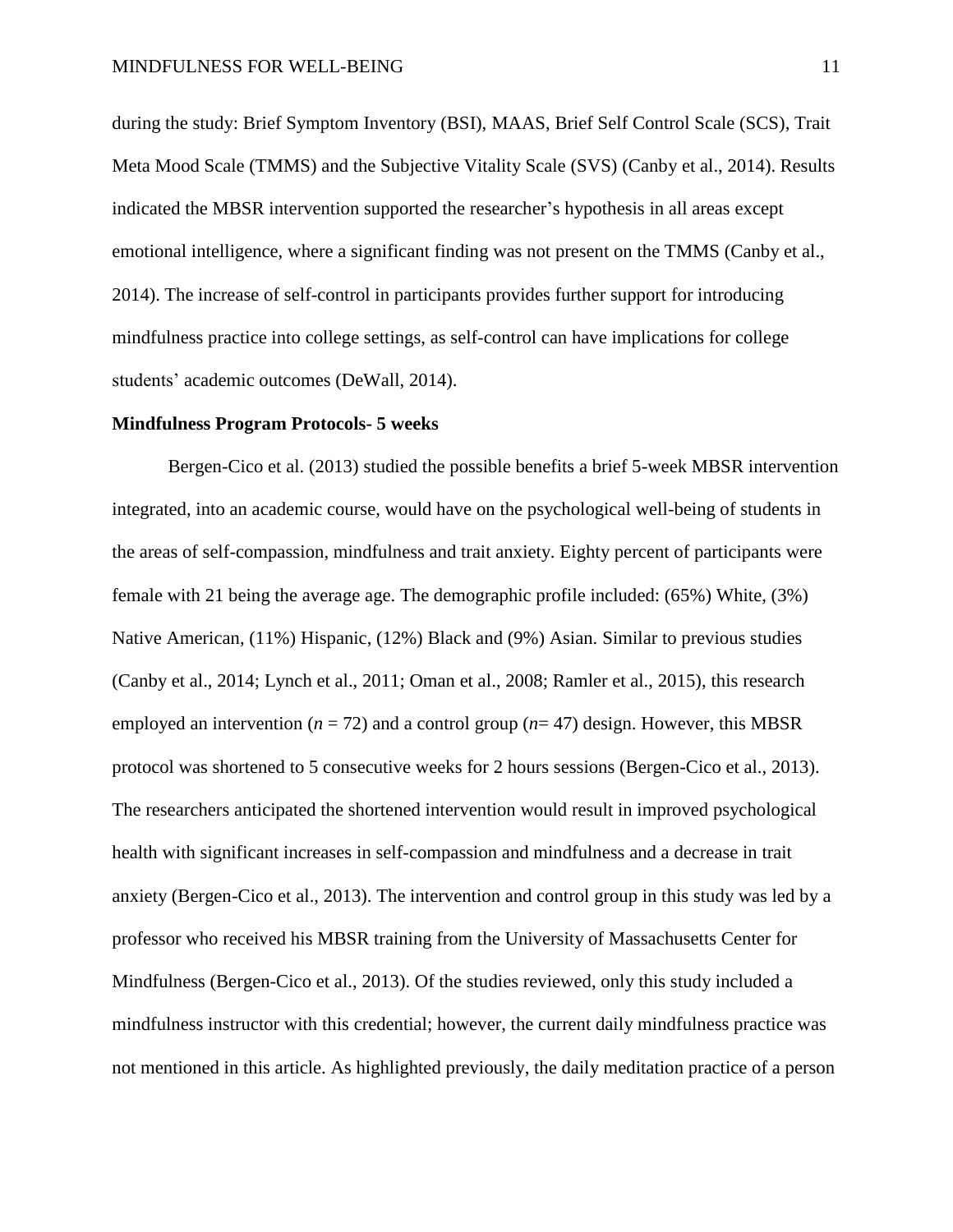during the study: Brief Symptom Inventory (BSI), MAAS, Brief Self Control Scale (SCS), Trait Meta Mood Scale (TMMS) and the Subjective Vitality Scale (SVS) (Canby et al., 2014). Results indicated the MBSR intervention supported the researcher's hypothesis in all areas except emotional intelligence, where a significant finding was not present on the TMMS (Canby et al., 2014). The increase of self-control in participants provides further support for introducing mindfulness practice into college settings, as self-control can have implications for college students' academic outcomes (DeWall, 2014).

**Mindfulness Program Protocols- 5 weeks**

Bergen-Cico et al. (2013) studied the possible benefits a brief 5-week MBSR intervention integrated, into an academic course, would have on the psychological well-being of students in the areas of self-compassion, mindfulness and trait anxiety. Eighty percent of participants were female with 21 being the average age. The demographic profile included: (65%) White, (3%) Native American, (11%) Hispanic, (12%) Black and (9%) Asian. Similar to previous studies (Canby et al., 2014; Lynch et al., 2011; Oman et al., 2008; Ramler et al., 2015), this research employed an intervention (*n* = 72) and a control group (*n*= 47) design. However, this MBSR protocol was shortened to 5 consecutive weeks for 2 hours sessions (Bergen-Cico et al., 2013). The researchers anticipated the shortened intervention would result in improved psychological health with significant increases in self-compassion and mindfulness and a decrease in trait anxiety (Bergen-Cico et al., 2013). The intervention and control group in this study was led by a professor who received his MBSR training from the University of Massachusetts Center for Mindfulness (Bergen-Cico et al., 2013). Of the studies reviewed, only this study included a mindfulness instructor with this credential; however, the current daily mindfulness practice was not mentioned in this article. As highlighted previously, the daily meditation practice of a person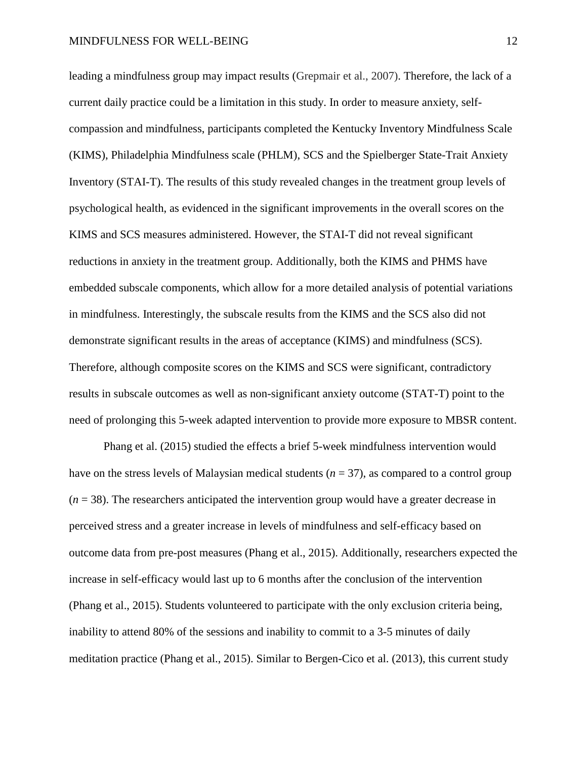leading a mindfulness group may impact results (Grepmair et al., 2007). Therefore, the lack of a current daily practice could be a limitation in this study. In order to measure anxiety, self-compassion and mindfulness, participants completed the Kentucky Inventory Mindfulness Scale (KIMS), Philadelphia Mindfulness scale (PHLM), SCS and the Spielberger State-Trait Anxiety Inventory (STAI-T). The results of this study revealed changes in the treatment group levels of psychological health, as evidenced in the significant improvements in the overall scores on the KIMS and SCS measures administered. However, the STAI-T did not reveal significant reductions in anxiety in the treatment group. Additionally, both the KIMS and PHMS have embedded subscale components, which allow for a more detailed analysis of potential variations in mindfulness. Interestingly, the subscale results from the KIMS and the SCS also did not demonstrate significant results in the areas of acceptance (KIMS) and mindfulness (SCS). Therefore, although composite scores on the KIMS and SCS were significant, contradictory results in subscale outcomes as well as non-significant anxiety outcome (STAT-T) point to the need of prolonging this 5-week adapted intervention to provide more exposure to MBSR content.

Phang et al. (2015) studied the effects a brief 5-week mindfulness intervention would have on the stress levels of Malaysian medical students ($n$ = 37), as compared to a control group ($n$ = 38). The researchers anticipated the intervention group would have a greater decrease in perceived stress and a greater increase in levels of mindfulness and self-efficacy based on outcome data from pre-post measures (Phang et al., 2015). Additionally, researchers expected the increase in self-efficacy would last up to 6 months after the conclusion of the intervention (Phang et al., 2015). Students volunteered to participate with the only exclusion criteria being, inability to attend 80% of the sessions and inability to commit to a 3-5 minutes of daily meditation practice (Phang et al., 2015). Similar to Bergen-Cico et al. (2013), this current study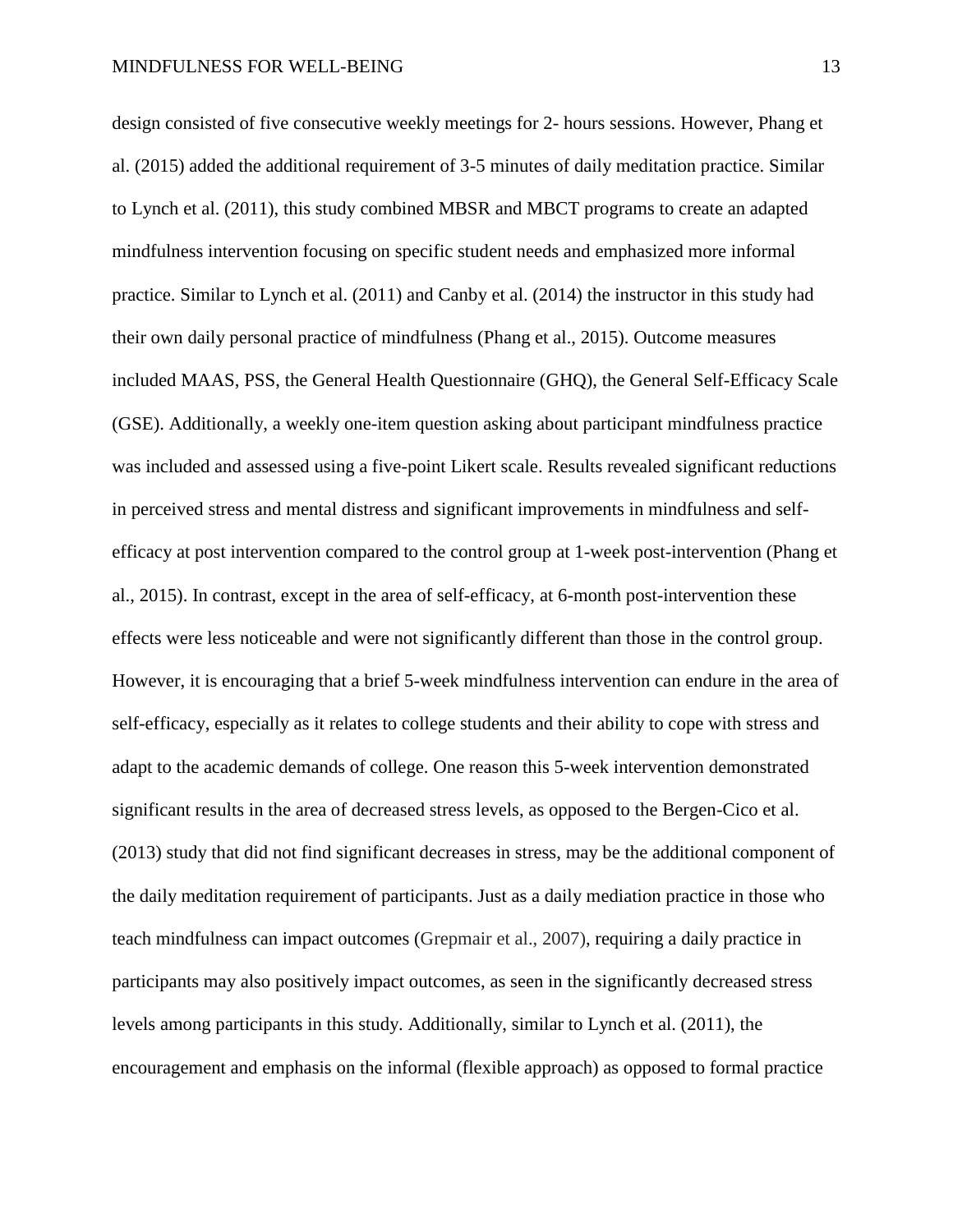design consisted of five consecutive weekly meetings for 2- hours sessions. However, Phang et al. (2015) added the additional requirement of 3-5 minutes of daily meditation practice. Similar to Lynch et al. (2011), this study combined MBSR and MBCT programs to create an adapted mindfulness intervention focusing on specific student needs and emphasized more informal practice. Similar to Lynch et al. (2011) and Canby et al. (2014) the instructor in this study had their own daily personal practice of mindfulness (Phang et al., 2015). Outcome measures included MAAS, PSS, the General Health Questionnaire (GHQ), the General Self-Efficacy Scale (GSE). Additionally, a weekly one-item question asking about participant mindfulness practice was included and assessed using a five-point Likert scale. Results revealed significant reductions in perceived stress and mental distress and significant improvements in mindfulness and self-efficacy at post intervention compared to the control group at 1-week post-intervention (Phang et al., 2015). In contrast, except in the area of self-efficacy, at 6-month post-intervention these effects were less noticeable and were not significantly different than those in the control group. However, it is encouraging that a brief 5-week mindfulness intervention can endure in the area of self-efficacy, especially as it relates to college students and their ability to cope with stress and adapt to the academic demands of college. One reason this 5-week intervention demonstrated significant results in the area of decreased stress levels, as opposed to the Bergen-Cico et al. (2013) study that did not find significant decreases in stress, may be the additional component of the daily meditation requirement of participants. Just as a daily mediation practice in those who teach mindfulness can impact outcomes (Grepmair et al., 2007), requiring a daily practice in participants may also positively impact outcomes, as seen in the significantly decreased stress levels among participants in this study. Additionally, similar to Lynch et al. (2011), the encouragement and emphasis on the informal (flexible approach) as opposed to formal practice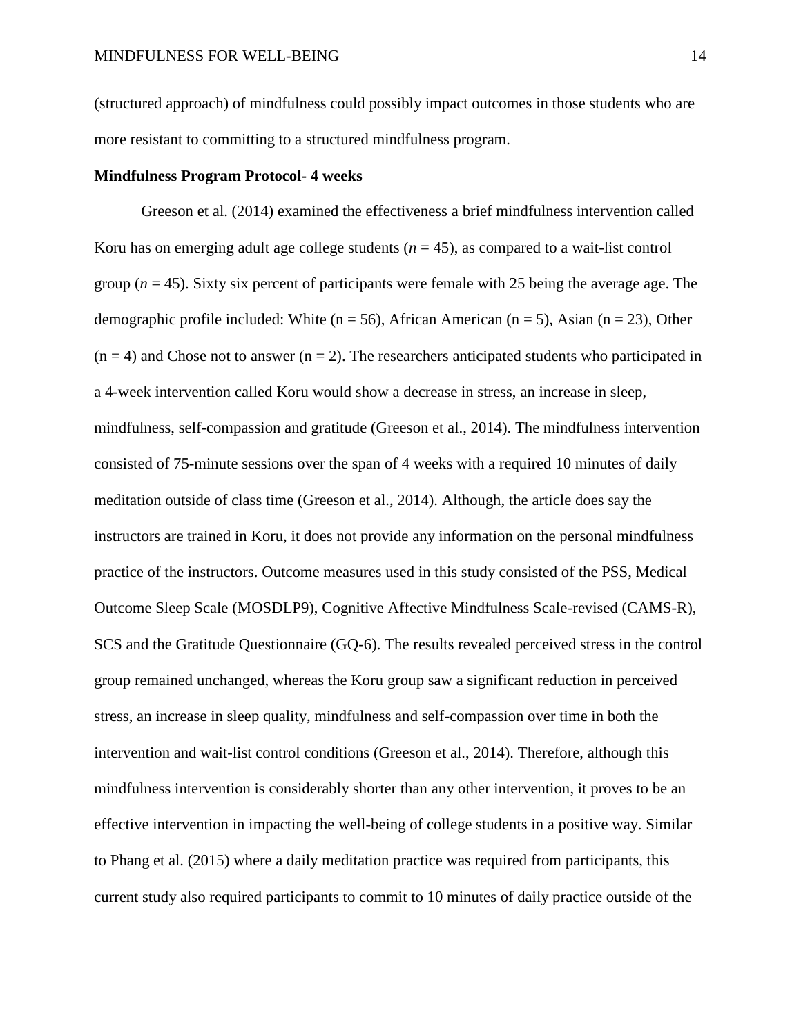(structured approach) of mindfulness could possibly impact outcomes in those students who are more resistant to committing to a structured mindfulness program.

**Mindfulness Program Protocol- 4 weeks**

Greeson et al. (2014) examined the effectiveness a brief mindfulness intervention called Koru has on emerging adult age college students (*n* = 45), as compared to a wait-list control group (*n* = 45). Sixty six percent of participants were female with 25 being the average age. The demographic profile included: White (n = 56), African American (n = 5), Asian (n = 23), Other (n = 4) and Chose not to answer (n = 2). The researchers anticipated students who participated in a 4-week intervention called Koru would show a decrease in stress, an increase in sleep, mindfulness, self-compassion and gratitude (Greeson et al., 2014). The mindfulness intervention consisted of 75-minute sessions over the span of 4 weeks with a required 10 minutes of daily meditation outside of class time (Greeson et al., 2014). Although, the article does say the instructors are trained in Koru, it does not provide any information on the personal mindfulness practice of the instructors. Outcome measures used in this study consisted of the PSS, Medical Outcome Sleep Scale (MOSDLP9), Cognitive Affective Mindfulness Scale-revised (CAMS-R), SCS and the Gratitude Questionnaire (GQ-6). The results revealed perceived stress in the control group remained unchanged, whereas the Koru group saw a significant reduction in perceived stress, an increase in sleep quality, mindfulness and self-compassion over time in both the intervention and wait-list control conditions (Greeson et al., 2014). Therefore, although this mindfulness intervention is considerably shorter than any other intervention, it proves to be an effective intervention in impacting the well-being of college students in a positive way. Similar to Phang et al. (2015) where a daily meditation practice was required from participants, this current study also required participants to commit to 10 minutes of daily practice outside of the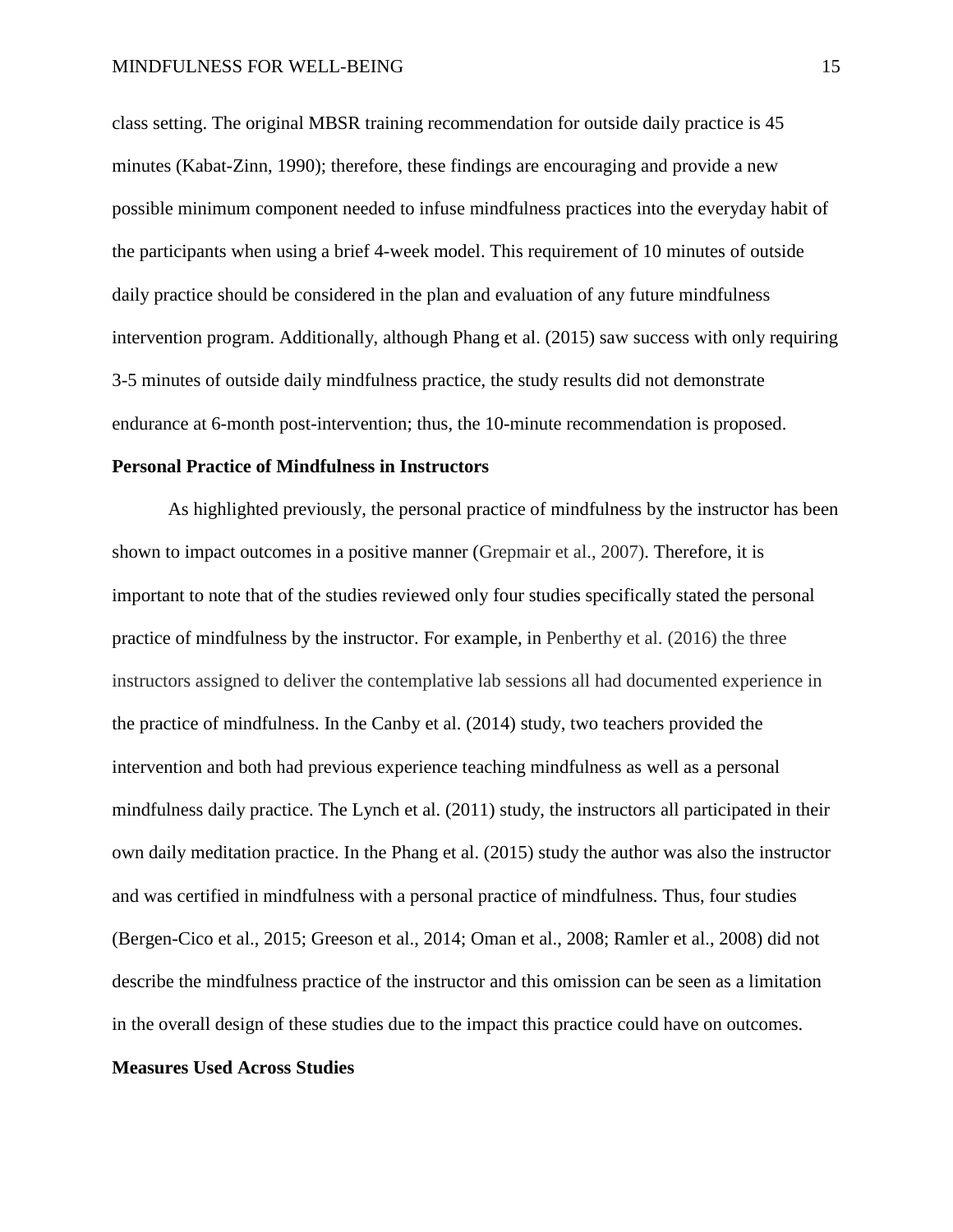class setting. The original MBSR training recommendation for outside daily practice is 45 minutes (Kabat-Zinn, 1990); therefore, these findings are encouraging and provide a new possible minimum component needed to infuse mindfulness practices into the everyday habit of the participants when using a brief 4-week model. This requirement of 10 minutes of outside daily practice should be considered in the plan and evaluation of any future mindfulness intervention program. Additionally, although Phang et al. (2015) saw success with only requiring 3-5 minutes of outside daily mindfulness practice, the study results did not demonstrate endurance at 6-month post-intervention; thus, the 10-minute recommendation is proposed.

**Personal Practice of Mindfulness in Instructors**

As highlighted previously, the personal practice of mindfulness by the instructor has been shown to impact outcomes in a positive manner (Grepmair et al., 2007). Therefore, it is important to note that of the studies reviewed only four studies specifically stated the personal practice of mindfulness by the instructor. For example, in Penberthy et al. (2016) the three instructors assigned to deliver the contemplative lab sessions all had documented experience in the practice of mindfulness. In the Canby et al. (2014) study, two teachers provided the intervention and both had previous experience teaching mindfulness as well as a personal mindfulness daily practice. The Lynch et al. (2011) study, the instructors all participated in their own daily meditation practice. In the Phang et al. (2015) study the author was also the instructor and was certified in mindfulness with a personal practice of mindfulness. Thus, four studies (Bergen-Cico et al., 2015; Greeson et al., 2014; Oman et al., 2008; Ramler et al., 2008) did not describe the mindfulness practice of the instructor and this omission can be seen as a limitation in the overall design of these studies due to the impact this practice could have on outcomes.

**Measures Used Across Studies**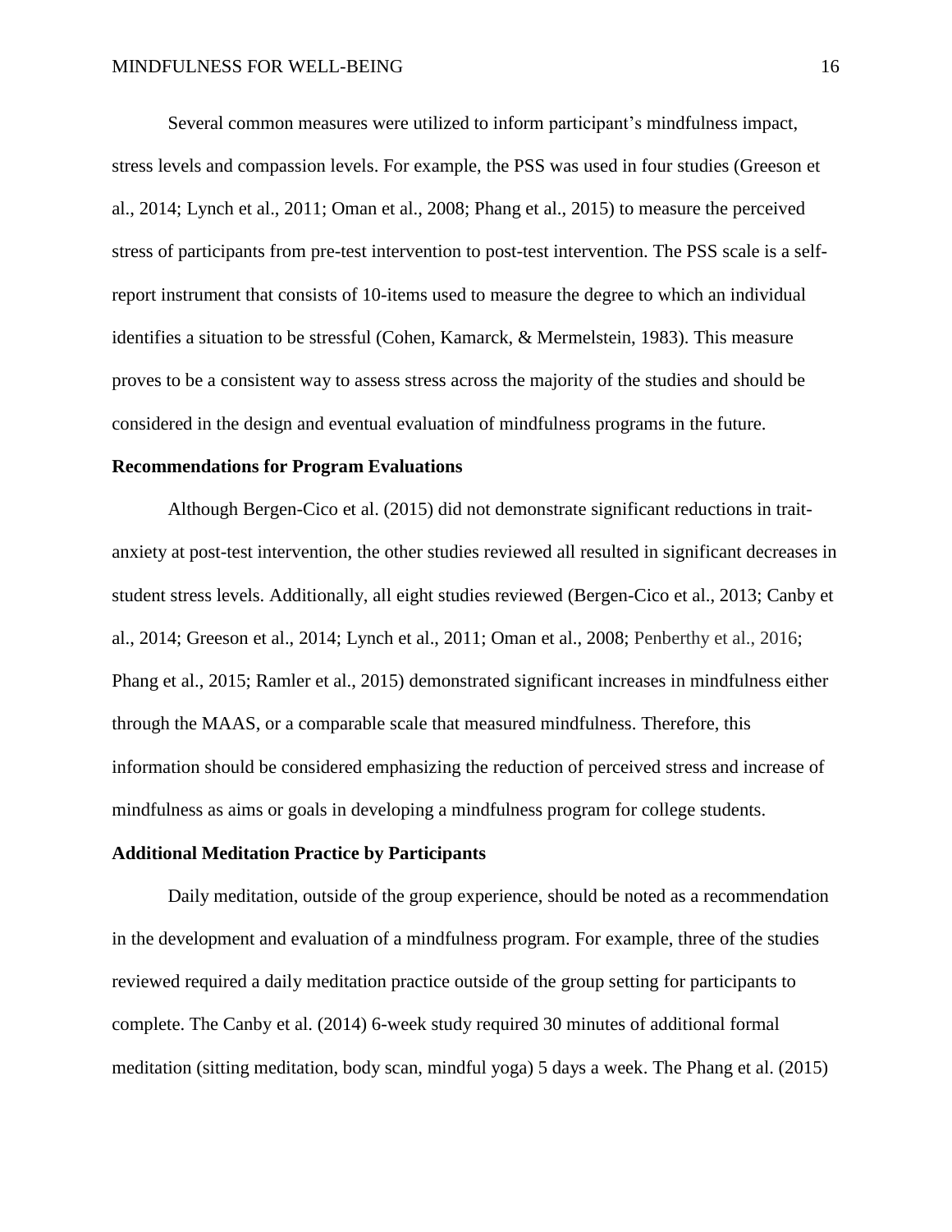Several common measures were utilized to inform participant's mindfulness impact, stress levels and compassion levels. For example, the PSS was used in four studies (Greeson et al., 2014; Lynch et al., 2011; Oman et al., 2008; Phang et al., 2015) to measure the perceived stress of participants from pre-test intervention to post-test intervention. The PSS scale is a self-report instrument that consists of 10-items used to measure the degree to which an individual identifies a situation to be stressful (Cohen, Kamarck, & Mermelstein, 1983). This measure proves to be a consistent way to assess stress across the majority of the studies and should be considered in the design and eventual evaluation of mindfulness programs in the future.

**Recommendations for Program Evaluations**

Although Bergen-Cico et al. (2015) did not demonstrate significant reductions in trait-anxiety at post-test intervention, the other studies reviewed all resulted in significant decreases in student stress levels. Additionally, all eight studies reviewed (Bergen-Cico et al., 2013; Canby et al., 2014; Greeson et al., 2014; Lynch et al., 2011; Oman et al., 2008; Penberthy et al., 2016; Phang et al., 2015; Ramler et al., 2015) demonstrated significant increases in mindfulness either through the MAAS, or a comparable scale that measured mindfulness. Therefore, this information should be considered emphasizing the reduction of perceived stress and increase of mindfulness as aims or goals in developing a mindfulness program for college students.

**Additional Meditation Practice by Participants**

Daily meditation, outside of the group experience, should be noted as a recommendation in the development and evaluation of a mindfulness program. For example, three of the studies reviewed required a daily meditation practice outside of the group setting for participants to complete. The Canby et al. (2014) 6-week study required 30 minutes of additional formal meditation (sitting meditation, body scan, mindful yoga) 5 days a week. The Phang et al. (2015)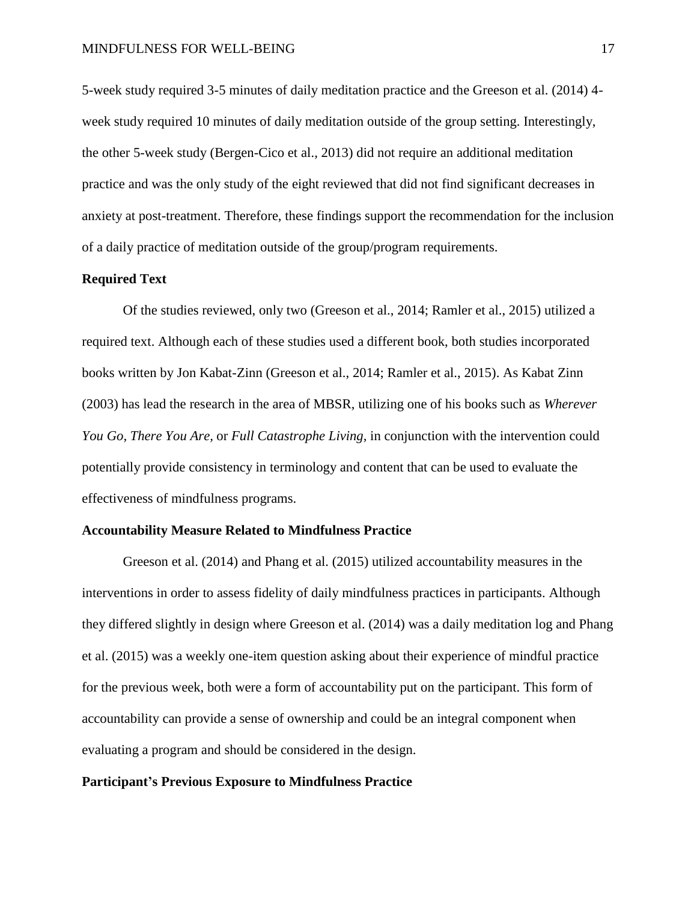5-week study required 3-5 minutes of daily meditation practice and the Greeson et al. (2014) 4-week study required 10 minutes of daily meditation outside of the group setting. Interestingly, the other 5-week study (Bergen-Cico et al., 2013) did not require an additional meditation practice and was the only study of the eight reviewed that did not find significant decreases in anxiety at post-treatment. Therefore, these findings support the recommendation for the inclusion of a daily practice of meditation outside of the group/program requirements.

**Required Text**

Of the studies reviewed, only two (Greeson et al., 2014; Ramler et al., 2015) utilized a required text. Although each of these studies used a different book, both studies incorporated books written by Jon Kabat-Zinn (Greeson et al., 2014; Ramler et al., 2015). As Kabat Zinn (2003) has lead the research in the area of MBSR, utilizing one of his books such as *Wherever You Go, There You Are,* or *Full Catastrophe Living,* in conjunction with the intervention could potentially provide consistency in terminology and content that can be used to evaluate the effectiveness of mindfulness programs.

**Accountability Measure Related to Mindfulness Practice**

Greeson et al. (2014) and Phang et al. (2015) utilized accountability measures in the interventions in order to assess fidelity of daily mindfulness practices in participants. Although they differed slightly in design where Greeson et al. (2014) was a daily meditation log and Phang et al. (2015) was a weekly one-item question asking about their experience of mindful practice for the previous week, both were a form of accountability put on the participant. This form of accountability can provide a sense of ownership and could be an integral component when evaluating a program and should be considered in the design.

**Participant's Previous Exposure to Mindfulness Practice**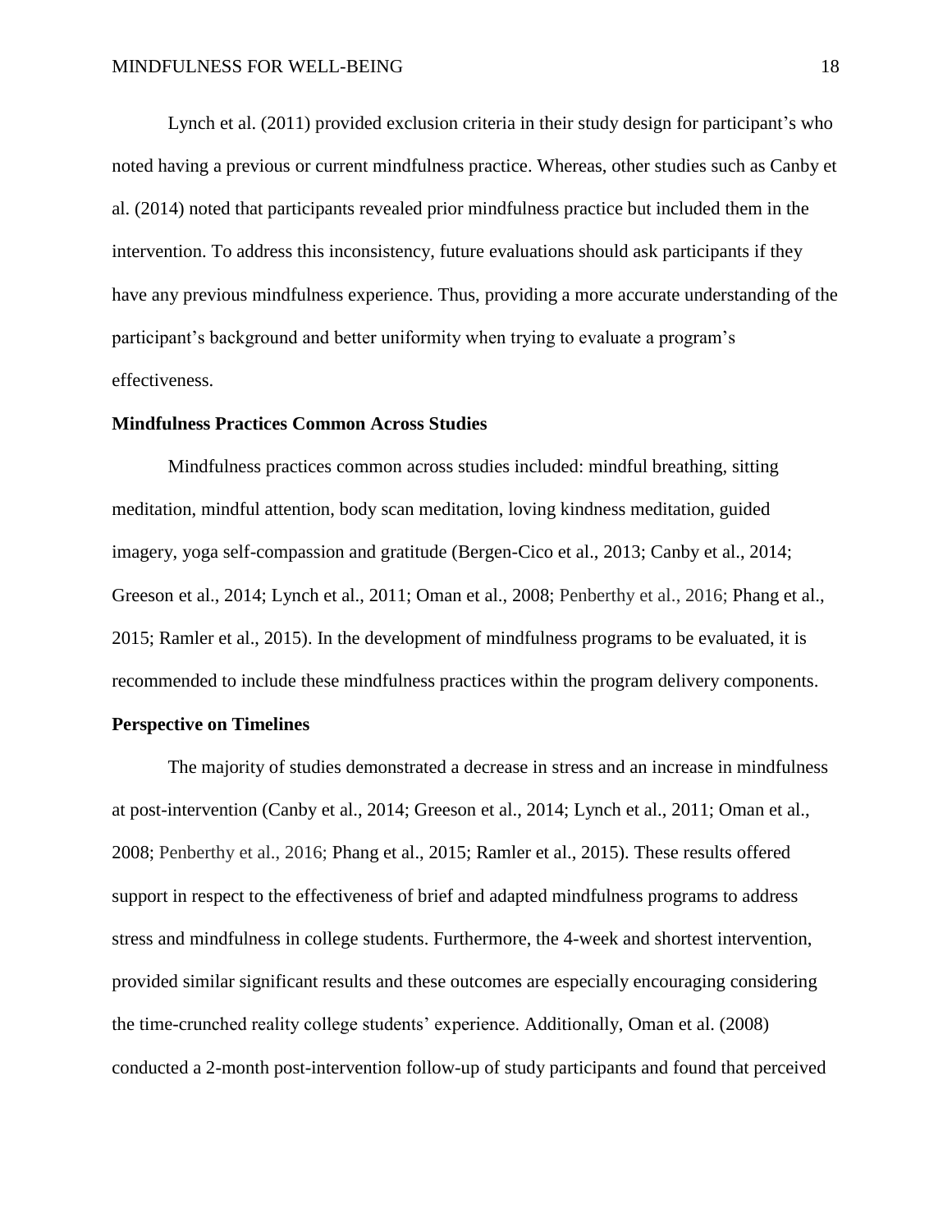Lynch et al. (2011) provided exclusion criteria in their study design for participant's who noted having a previous or current mindfulness practice. Whereas, other studies such as Canby et al. (2014) noted that participants revealed prior mindfulness practice but included them in the intervention. To address this inconsistency, future evaluations should ask participants if they have any previous mindfulness experience. Thus, providing a more accurate understanding of the participant's background and better uniformity when trying to evaluate a program's effectiveness.

**Mindfulness Practices Common Across Studies**

Mindfulness practices common across studies included: mindful breathing, sitting meditation, mindful attention, body scan meditation, loving kindness meditation, guided imagery, yoga self-compassion and gratitude (Bergen-Cico et al., 2013; Canby et al., 2014; Greeson et al., 2014; Lynch et al., 2011; Oman et al., 2008; Penberthy et al., 2016; Phang et al., 2015; Ramler et al., 2015). In the development of mindfulness programs to be evaluated, it is recommended to include these mindfulness practices within the program delivery components.

**Perspective on Timelines**

The majority of studies demonstrated a decrease in stress and an increase in mindfulness at post-intervention (Canby et al., 2014; Greeson et al., 2014; Lynch et al., 2011; Oman et al., 2008; Penberthy et al., 2016; Phang et al., 2015; Ramler et al., 2015). These results offered support in respect to the effectiveness of brief and adapted mindfulness programs to address stress and mindfulness in college students. Furthermore, the 4-week and shortest intervention, provided similar significant results and these outcomes are especially encouraging considering the time-crunched reality college students' experience. Additionally, Oman et al. (2008) conducted a 2-month post-intervention follow-up of study participants and found that perceived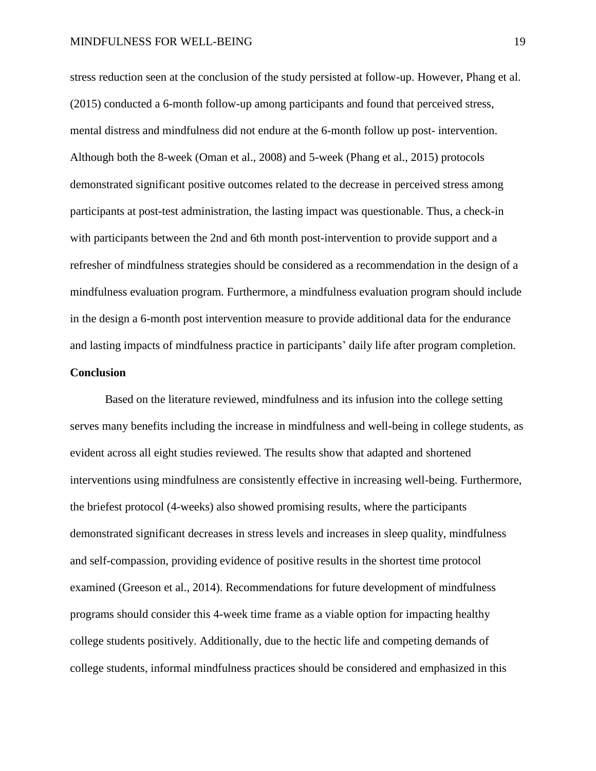stress reduction seen at the conclusion of the study persisted at follow-up. However, Phang et al. (2015) conducted a 6-month follow-up among participants and found that perceived stress, mental distress and mindfulness did not endure at the 6-month follow up post- intervention. Although both the 8-week (Oman et al., 2008) and 5-week (Phang et al., 2015) protocols demonstrated significant positive outcomes related to the decrease in perceived stress among participants at post-test administration, the lasting impact was questionable. Thus, a check-in with participants between the 2nd and 6th month post-intervention to provide support and a refresher of mindfulness strategies should be considered as a recommendation in the design of a mindfulness evaluation program. Furthermore, a mindfulness evaluation program should include in the design a 6-month post intervention measure to provide additional data for the endurance and lasting impacts of mindfulness practice in participants' daily life after program completion.

**Conclusion**

Based on the literature reviewed, mindfulness and its infusion into the college setting serves many benefits including the increase in mindfulness and well-being in college students, as evident across all eight studies reviewed. The results show that adapted and shortened interventions using mindfulness are consistently effective in increasing well-being. Furthermore, the briefest protocol (4-weeks) also showed promising results, where the participants demonstrated significant decreases in stress levels and increases in sleep quality, mindfulness and self-compassion, providing evidence of positive results in the shortest time protocol examined (Greeson et al., 2014). Recommendations for future development of mindfulness programs should consider this 4-week time frame as a viable option for impacting healthy college students positively. Additionally, due to the hectic life and competing demands of college students, informal mindfulness practices should be considered and emphasized in this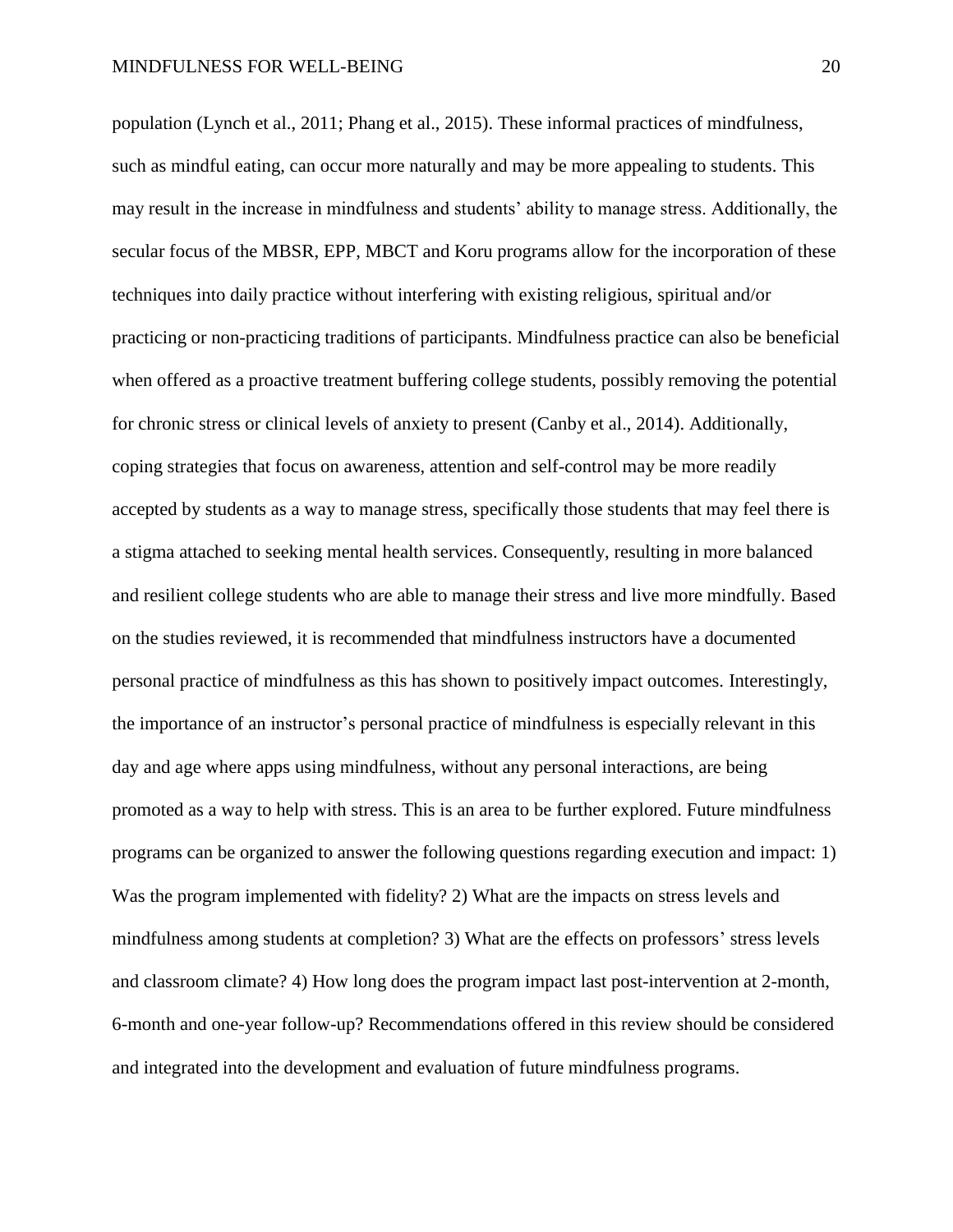population (Lynch et al., 2011; Phang et al., 2015). These informal practices of mindfulness, such as mindful eating, can occur more naturally and may be more appealing to students. This may result in the increase in mindfulness and students' ability to manage stress. Additionally, the secular focus of the MBSR, EPP, MBCT and Koru programs allow for the incorporation of these techniques into daily practice without interfering with existing religious, spiritual and/or practicing or non-practicing traditions of participants. Mindfulness practice can also be beneficial when offered as a proactive treatment buffering college students, possibly removing the potential for chronic stress or clinical levels of anxiety to present (Canby et al., 2014). Additionally, coping strategies that focus on awareness, attention and self-control may be more readily accepted by students as a way to manage stress, specifically those students that may feel there is a stigma attached to seeking mental health services. Consequently, resulting in more balanced and resilient college students who are able to manage their stress and live more mindfully. Based on the studies reviewed, it is recommended that mindfulness instructors have a documented personal practice of mindfulness as this has shown to positively impact outcomes. Interestingly, the importance of an instructor's personal practice of mindfulness is especially relevant in this day and age where apps using mindfulness, without any personal interactions, are being promoted as a way to help with stress. This is an area to be further explored. Future mindfulness programs can be organized to answer the following questions regarding execution and impact: 1) Was the program implemented with fidelity? 2) What are the impacts on stress levels and mindfulness among students at completion? 3) What are the effects on professors' stress levels and classroom climate? 4) How long does the program impact last post-intervention at 2-month, 6-month and one-year follow-up? Recommendations offered in this review should be considered and integrated into the development and evaluation of future mindfulness programs.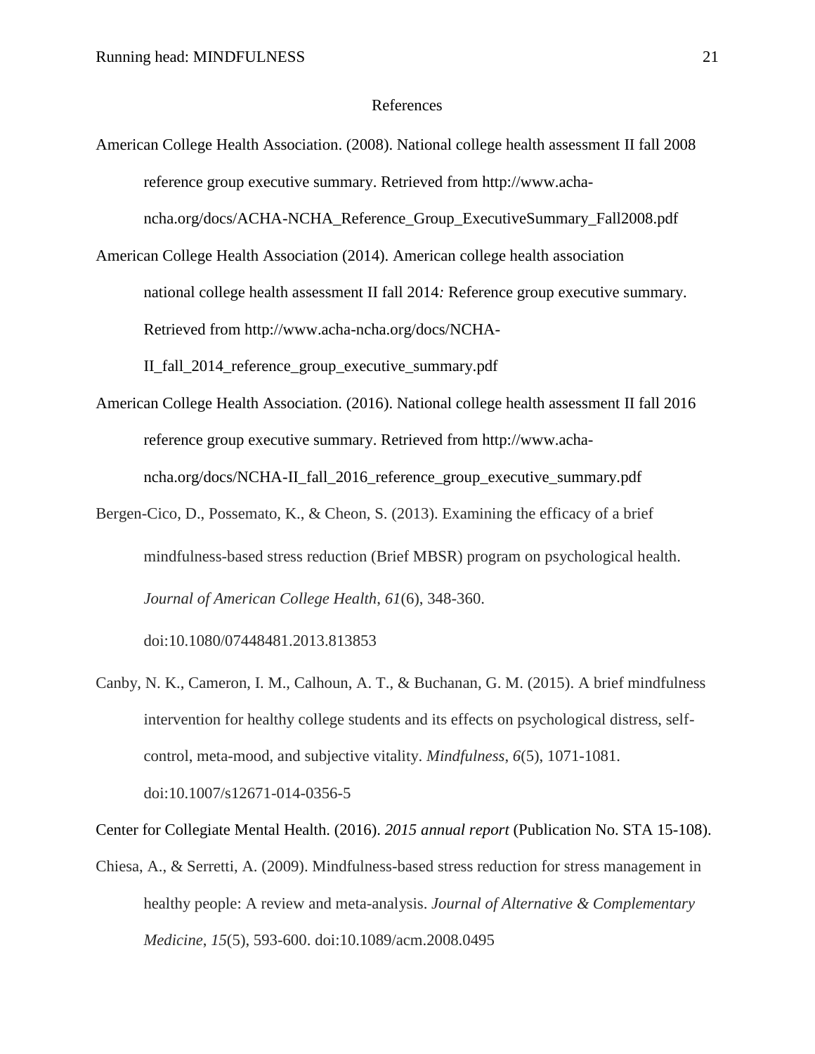# References

American College Health Association. (2008). National college health assessment II fall 2008 reference group executive summary. Retrieved from http://www.acha-ncha.org/docs/ACHA-NCHA_Reference_Group_ExecutiveSummary_Fall2008.pdf

American College Health Association (2014). American college health association national college health assessment II fall 2014*:* Reference group executive summary. Retrieved from http://www.acha-ncha.org/docs/NCHA-II_fall_2014_reference_group_executive_summary.pdf

American College Health Association. (2016). National college health assessment II fall 2016 reference group executive summary. Retrieved from http://www.acha-ncha.org/docs/NCHA-II_fall_2016_reference_group_executive_summary.pdf

Bergen-Cico, D., Possemato, K., & Cheon, S. (2013). Examining the efficacy of a brief mindfulness-based stress reduction (Brief MBSR) program on psychological health. *Journal of American College Health*, *61*(6), 348-360. doi:10.1080/07448481.2013.813853

Canby, N. K., Cameron, I. M., Calhoun, A. T., & Buchanan, G. M. (2015). A brief mindfulness intervention for healthy college students and its effects on psychological distress, self-control, meta-mood, and subjective vitality. *Mindfulness*, *6*(5), 1071-1081. doi:10.1007/s12671-014-0356-5

Center for Collegiate Mental Health. (2016). *2015 annual report* (Publication No. STA 15-108).

Chiesa, A., & Serretti, A. (2009). Mindfulness-based stress reduction for stress management in healthy people: A review and meta-analysis. *Journal of Alternative & Complementary Medicine*, *15*(5), 593-600. doi:10.1089/acm.2008.0495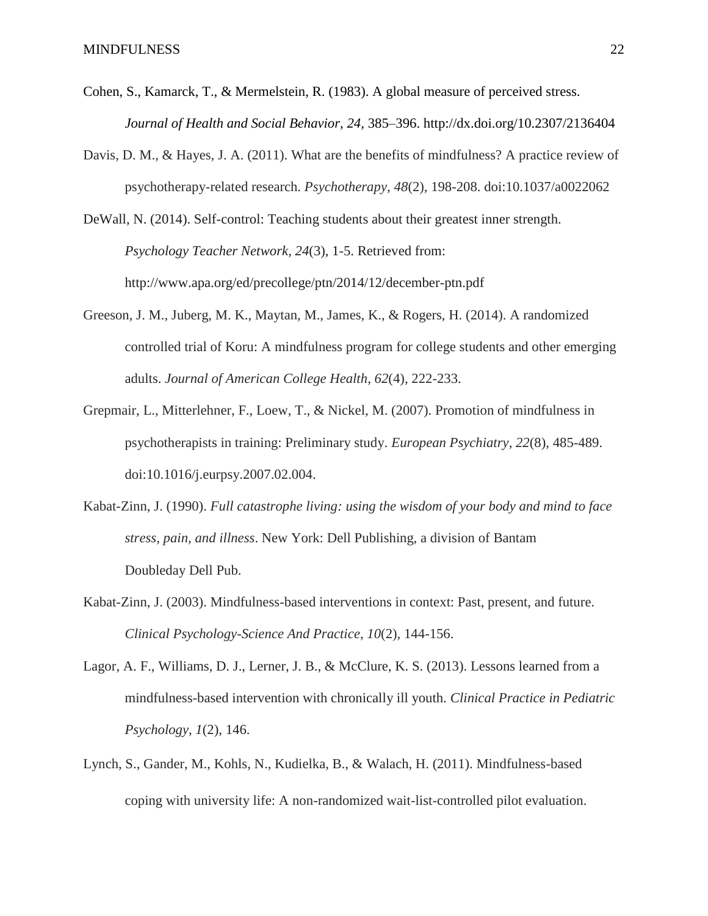Cohen, S., Kamarck, T., & Mermelstein, R. (1983). A global measure of perceived stress. *Journal of Health and Social Behavior*, *24*, 385–396. http://dx.doi.org/10.2307/2136404

Davis, D. M., & Hayes, J. A. (2011). What are the benefits of mindfulness? A practice review of psychotherapy-related research. *Psychotherapy*, *48*(2), 198-208. doi:10.1037/a0022062

DeWall, N. (2014). Self-control: Teaching students about their greatest inner strength. *Psychology Teacher Network*, *24*(3), 1-5. Retrieved from: http://www.apa.org/ed/precollege/ptn/2014/12/december-ptn.pdf

Greeson, J. M., Juberg, M. K., Maytan, M., James, K., & Rogers, H. (2014). A randomized controlled trial of Koru: A mindfulness program for college students and other emerging adults. *Journal of American College Health*, *62*(4), 222-233.

Grepmair, L., Mitterlehner, F., Loew, T., & Nickel, M. (2007). Promotion of mindfulness in psychotherapists in training: Preliminary study. *European Psychiatry*, *22*(8), 485-489. doi:10.1016/j.eurpsy.2007.02.004.

Kabat-Zinn, J. (1990). *Full catastrophe living: using the wisdom of your body and mind to face stress, pain, and illness*. New York: Dell Publishing, a division of Bantam Doubleday Dell Pub.

Kabat-Zinn, J. (2003). Mindfulness-based interventions in context: Past, present, and future. *Clinical Psychology-Science And Practice*, *10*(2), 144-156.

Lagor, A. F., Williams, D. J., Lerner, J. B., & McClure, K. S. (2013). Lessons learned from a mindfulness-based intervention with chronically ill youth. *Clinical Practice in Pediatric Psychology*, *1*(2), 146.

Lynch, S., Gander, M., Kohls, N., Kudielka, B., & Walach, H. (2011). Mindfulness-based coping with university life: A non-randomized wait-list-controlled pilot evaluation.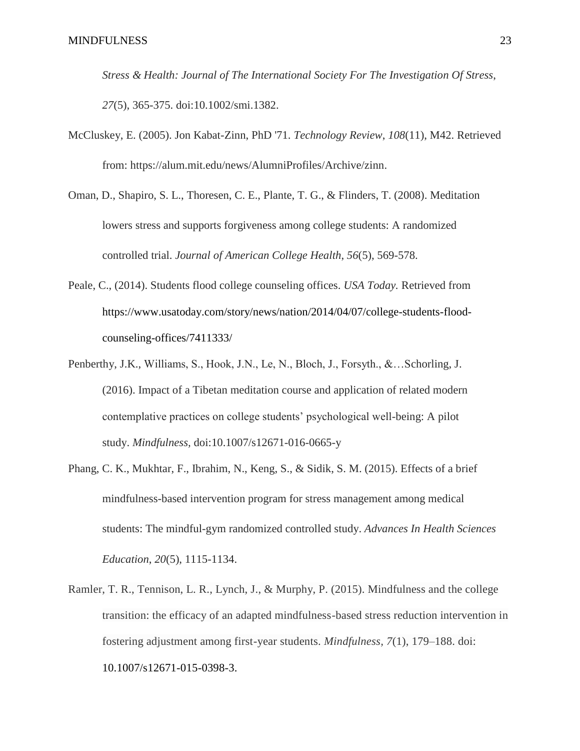*Stress & Health: Journal of The International Society For The Investigation Of Stress*, *27*(5), 365-375. doi:10.1002/smi.1382.

McCluskey, E. (2005). Jon Kabat-Zinn, PhD '71. *Technology Review*, *108*(11), M42. Retrieved from: https://alum.mit.edu/news/AlumniProfiles/Archive/zinn.

Oman, D., Shapiro, S. L., Thoresen, C. E., Plante, T. G., & Flinders, T. (2008). Meditation lowers stress and supports forgiveness among college students: A randomized controlled trial. *Journal of American College Health*, *56*(5), 569-578.

Peale, C., (2014). Students flood college counseling offices. *USA Today.* Retrieved from https://www.usatoday.com/story/news/nation/2014/04/07/college-students-flood-counseling-offices/7411333/

Penberthy, J.K., Williams, S., Hook, J.N., Le, N., Bloch, J., Forsyth., &…Schorling, J. (2016). Impact of a Tibetan meditation course and application of related modern contemplative practices on college students' psychological well-being: A pilot study. *Mindfulness,* doi:10.1007/s12671-016-0665-y

Phang, C. K., Mukhtar, F., Ibrahim, N., Keng, S., & Sidik, S. M. (2015). Effects of a brief mindfulness-based intervention program for stress management among medical students: The mindful-gym randomized controlled study. *Advances In Health Sciences Education*, *20*(5), 1115-1134.

Ramler, T. R., Tennison, L. R., Lynch, J., & Murphy, P. (2015). Mindfulness and the college transition: the efficacy of an adapted mindfulness-based stress reduction intervention in fostering adjustment among first-year students. *Mindfulness, 7*(1), 179–188. doi: 10.1007/s12671-015-0398-3.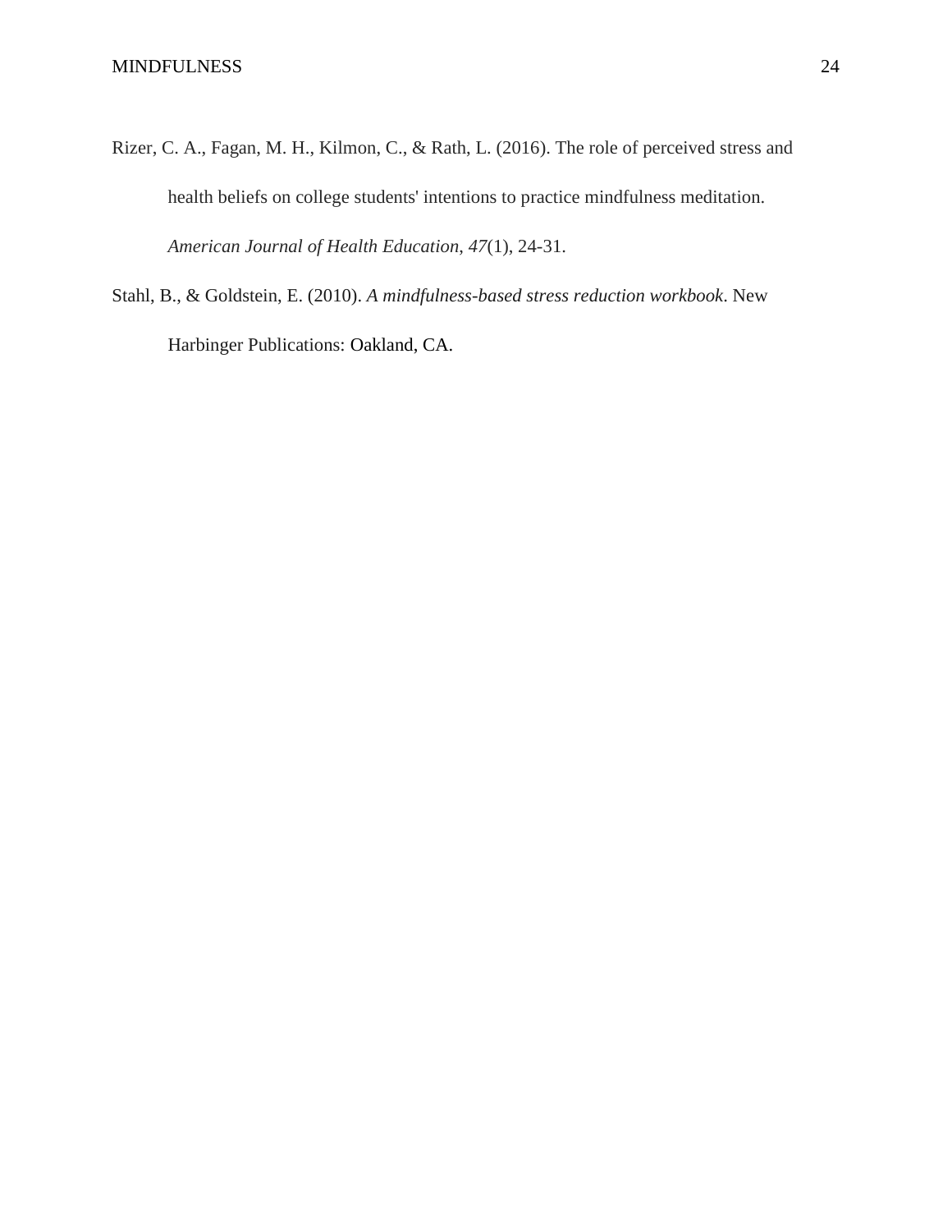Rizer, C. A., Fagan, M. H., Kilmon, C., & Rath, L. (2016). The role of perceived stress and health beliefs on college students' intentions to practice mindfulness meditation. *American Journal of Health Education*, *47*(1), 24-31.

Stahl, B., & Goldstein, E. (2010). *A mindfulness-based stress reduction workbook*. New Harbinger Publications: Oakland, CA.